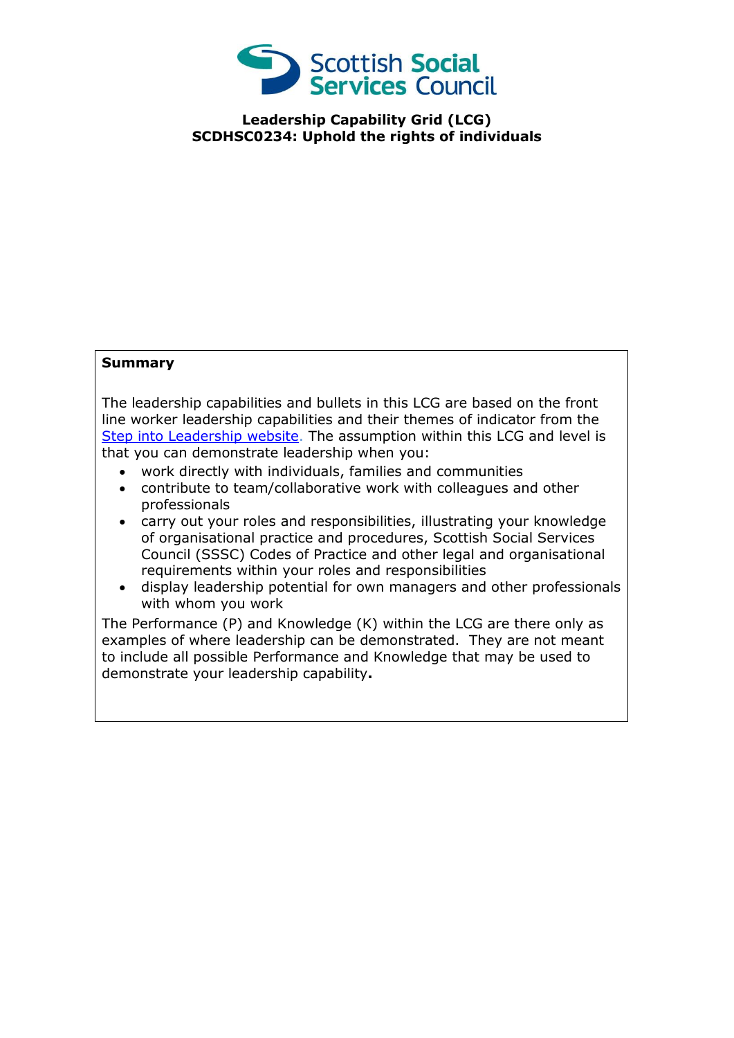**Leadership Capability Grid (LCG)**
**SCDHSC0234: Uphold the rights of individuals**

**Summary**

The leadership capabilities and bullets in this LCG are based on the front line worker leadership capabilities and their themes of indicator from the [Step into Leadership website](). The assumption within this LCG and level is that you can demonstrate leadership when you:

- work directly with individuals, families and communities
- contribute to team/collaborative work with colleagues and other professionals
- carry out your roles and responsibilities, illustrating your knowledge of organisational practice and procedures, Scottish Social Services Council (SSSC) Codes of Practice and other legal and organisational requirements within your roles and responsibilities
- display leadership potential for own managers and other professionals with whom you work

The Performance (P) and Knowledge (K) within the LCG are there only as examples of where leadership can be demonstrated. They are not meant to include all possible Performance and Knowledge that may be used to demonstrate your leadership capability**.**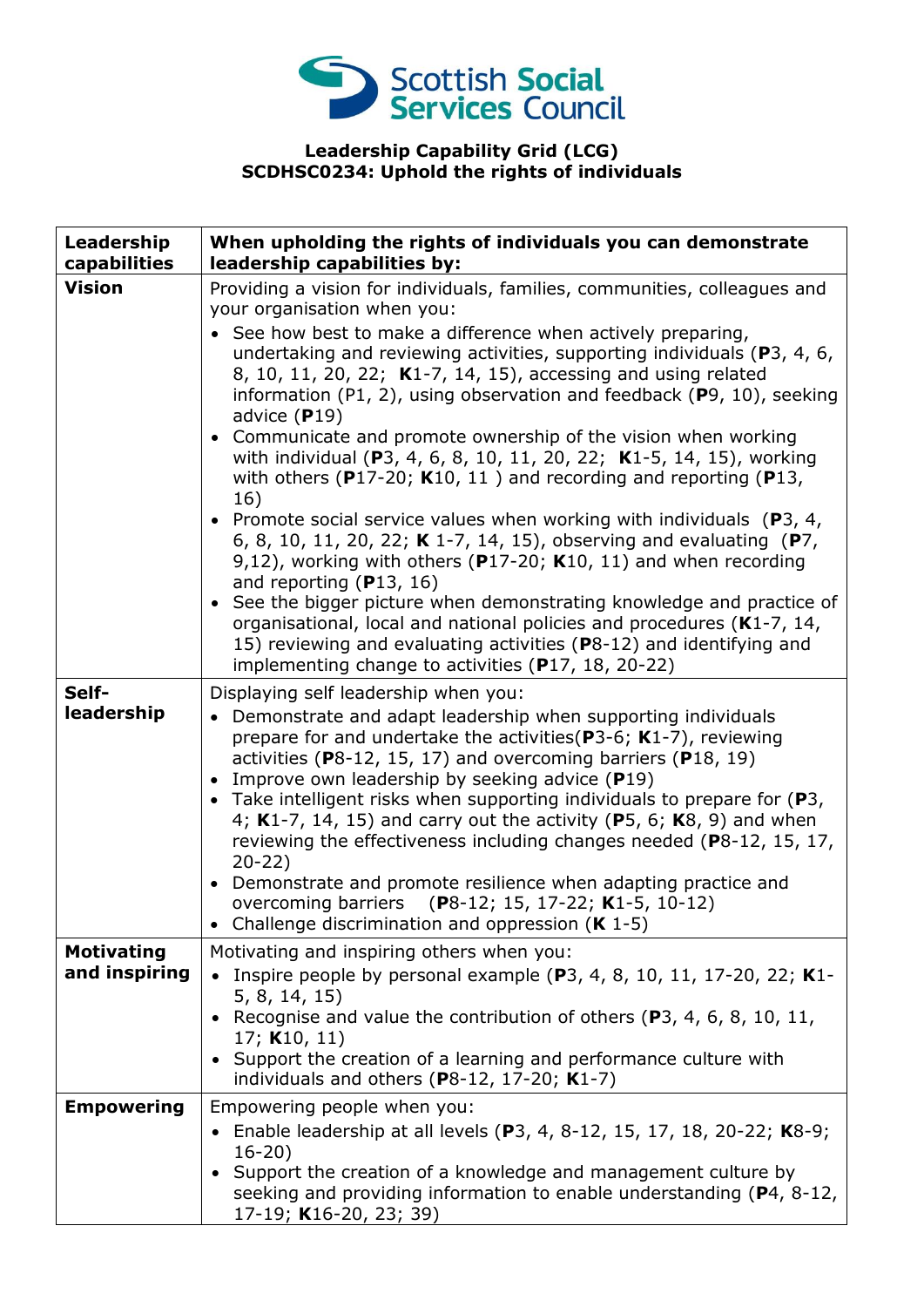**Scottish Social Services Council**

**Leadership Capability Grid (LCG)**
**SCDHSC0234: Uphold the rights of individuals**

| **Leadership capabilities** | **When upholding the rights of individuals you can demonstrate leadership capabilities by:** |
|---|---|
| **Vision** | Providing a vision for individuals, families, communities, colleagues and your organisation when you:<br>• See how best to make a difference when actively preparing, undertaking and reviewing activities, supporting individuals (**P**3, 4, 6, 8, 10, 11, 20, 22; **K**1-7, 14, 15), accessing and using related information (P1, 2), using observation and feedback (**P**9, 10), seeking advice (**P**19)<br>• Communicate and promote ownership of the vision when working with individual (**P**3, 4, 6, 8, 10, 11, 20, 22; **K**1-5, 14, 15), working with others (**P**17-20; **K**10, 11 ) and recording and reporting (**P**13, 16)<br>• Promote social service values when working with individuals (**P**3, 4, 6, 8, 10, 11, 20, 22; **K** 1-7, 14, 15), observing and evaluating (**P**7, 9,12), working with others (**P**17-20; **K**10, 11) and when recording and reporting (**P**13, 16)<br>• See the bigger picture when demonstrating knowledge and practice of organisational, local and national policies and procedures (**K**1-7, 14, 15) reviewing and evaluating activities (**P**8-12) and identifying and implementing change to activities (**P**17, 18, 20-22) |
| **Self-leadership** | Displaying self leadership when you:<br>• Demonstrate and adapt leadership when supporting individuals prepare for and undertake the activities(**P**3-6; **K**1-7), reviewing activities (**P**8-12, 15, 17) and overcoming barriers (**P**18, 19)<br>• Improve own leadership by seeking advice (**P**19)<br>• Take intelligent risks when supporting individuals to prepare for (**P**3, 4; **K**1-7, 14, 15) and carry out the activity (**P**5, 6; **K**8, 9) and when reviewing the effectiveness including changes needed (**P**8-12, 15, 17, 20-22)<br>• Demonstrate and promote resilience when adapting practice and overcoming barriers (**P**8-12; 15, 17-22; **K**1-5, 10-12)<br>• Challenge discrimination and oppression (**K** 1-5) |
| **Motivating and inspiring** | Motivating and inspiring others when you:<br>• Inspire people by personal example (**P**3, 4, 8, 10, 11, 17-20, 22; **K**1-5, 8, 14, 15)<br>• Recognise and value the contribution of others (**P**3, 4, 6, 8, 10, 11, 17; **K**10, 11)<br>• Support the creation of a learning and performance culture with individuals and others (**P**8-12, 17-20; **K**1-7) |
| **Empowering** | Empowering people when you:<br>• Enable leadership at all levels (**P**3, 4, 8-12, 15, 17, 18, 20-22; **K**8-9; 16-20)<br>• Support the creation of a knowledge and management culture by seeking and providing information to enable understanding (**P**4, 8-12, 17-19; **K**16-20, 23; 39) |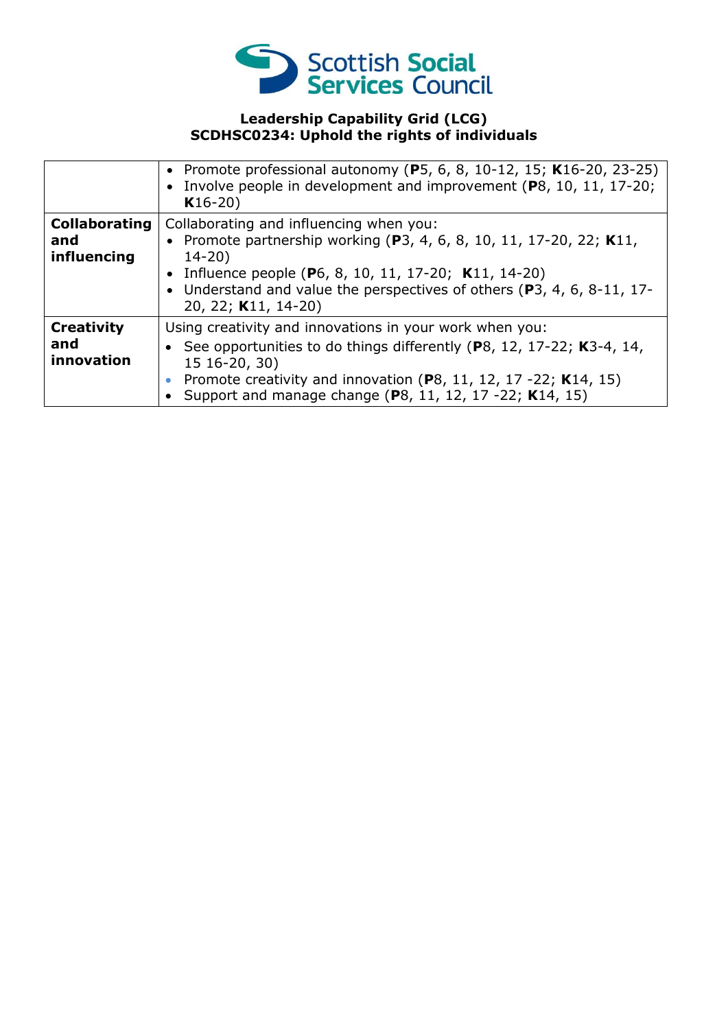**Leadership Capability Grid (LCG)**
**SCDHSC0234: Uphold the rights of individuals**

| | |
|---|---|
| | • Promote professional autonomy (**P**5, 6, 8, 10-12, 15; **K**16-20, 23-25)<br>• Involve people in development and improvement (**P**8, 10, 11, 17-20; **K**16-20) |
| **Collaborating and influencing** | Collaborating and influencing when you:<br>• Promote partnership working (**P**3, 4, 6, 8, 10, 11, 17-20, 22; **K**11, 14-20)<br>• Influence people (**P**6, 8, 10, 11, 17-20; **K**11, 14-20)<br>• Understand and value the perspectives of others (**P**3, 4, 6, 8-11, 17-20, 22; **K**11, 14-20) |
| **Creativity and innovation** | Using creativity and innovations in your work when you:<br>• See opportunities to do things differently (**P**8, 12, 17-22; **K**3-4, 14, 15 16-20, 30)<br>• Promote creativity and innovation (**P**8, 11, 12, 17 -22; **K**14, 15)<br>• Support and manage change (**P**8, 11, 12, 17 -22; **K**14, 15) |